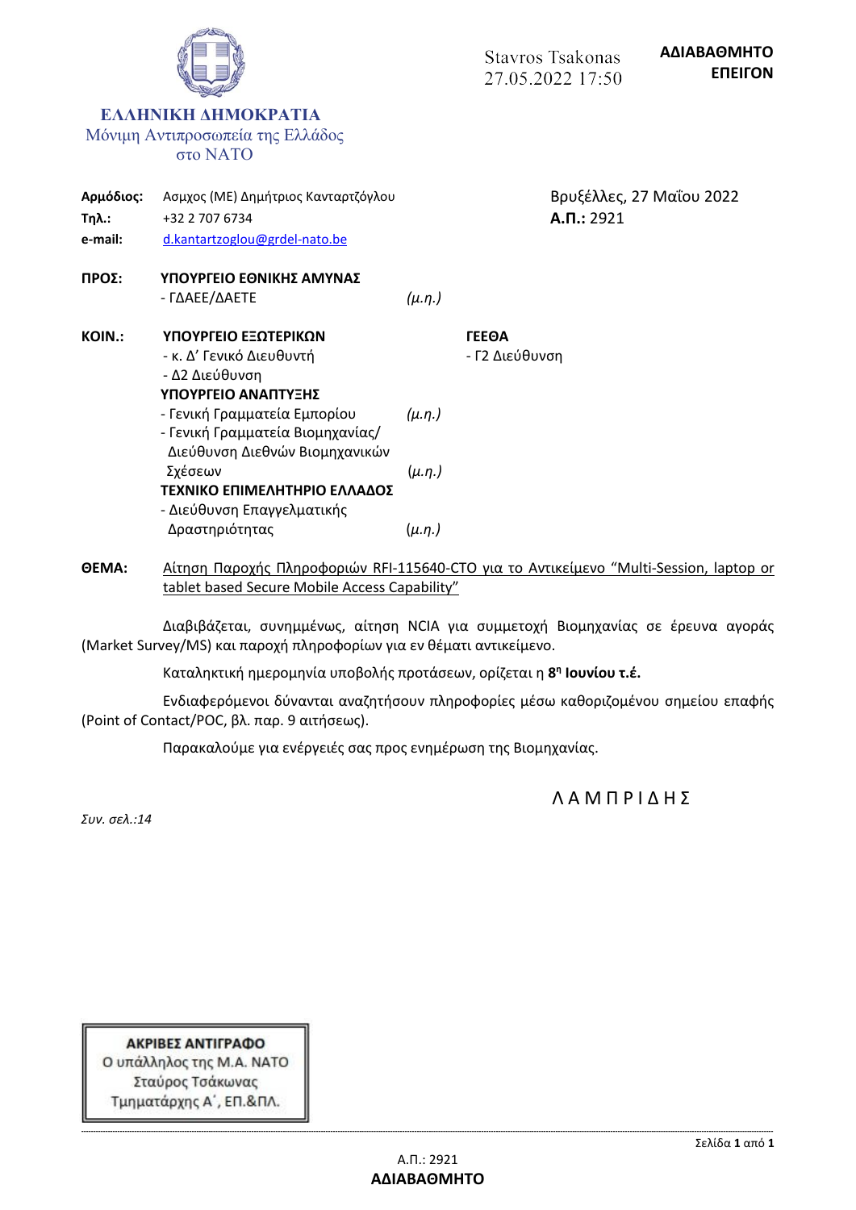**ΕΛΛΗΝΙΚΗ ΔΗΜΟΚΡΑΤΙΑ**
Μόνιμη Αντιπροσωπεία της Ελλάδος
στο ΝΑΤΟ

Stavros Tsakonas
27.05.2022 17:50

**ΑΔΙΑΒΑΘΜΗΤΟ**
**ΕΠΕΙΓΟΝ**

**Αρμόδιος:** Ασμχος (ΜΕ) Δημήτριος Κανταρτζόγλου
**Τηλ.:** +32 2 707 6734
**e-mail:** d.kantartzoglou@grdel-nato.be

Βρυξέλλες, 27 Μαΐου 2022
**Α.Π.:** 2921

**ΠΡΟΣ:** **ΥΠΟΥΡΓΕΙΟ ΕΘΝΙΚΗΣ ΑΜΥΝΑΣ**
- ΓΔΑΕΕ/ΔΑΕΤΕ *(μ.η.)*

**ΚΟΙΝ.:** **ΥΠΟΥΡΓΕΙΟ ΕΞΩΤΕΡΙΚΩΝ**
- κ. Δ' Γενικό Διευθυντή
- Δ2 Διεύθυνση

**ΥΠΟΥΡΓΕΙΟ ΑΝΑΠΤΥΞΗΣ**
- Γενική Γραμματεία Εμπορίου *(μ.η.)*
- Γενική Γραμματεία Βιομηχανίας/ Διεύθυνση Διεθνών Βιομηχανικών Σχέσεων *(μ.η.)*

**ΤΕΧΝΙΚΟ ΕΠΙΜΕΛΗΤΗΡΙΟ ΕΛΛΑΔΟΣ**
- Διεύθυνση Επαγγελματικής Δραστηριότητας *(μ.η.)*

**ΓΕΕΘΑ**
- Γ2 Διεύθυνση

**ΘΕΜΑ:** Αίτηση Παροχής Πληροφοριών RFI-115640-CTO για το Αντικείμενο "Multi-Session, laptop or tablet based Secure Mobile Access Capability"

Διαβιβάζεται, συνημμένως, αίτηση NCIA για συμμετοχή Βιομηχανίας σε έρευνα αγοράς (Market Survey/MS) και παροχή πληροφορίων για εν θέματι αντικείμενο.

Καταληκτική ημερομηνία υποβολής προτάσεων, ορίζεται η **8η Ιουνίου τ.έ.**

Ενδιαφερόμενοι δύνανται αναζητήσουν πληροφορίες μέσω καθοριζομένου σημείου επαφής (Point of Contact/POC, βλ. παρ. 9 αιτήσεως).

Παρακαλούμε για ενέργειές σας προς ενημέρωση της Βιομηχανίας.

Λ Α Μ Π Ρ Ι Δ Η Σ

*Συν. σελ.:14*

**ΑΚΡΙΒΕΣ ΑΝΤΙΓΡΑΦΟ**
Ο υπάλληλος της Μ.Α. ΝΑΤΟ
Σταύρος Τσάκωνας
Τμηματάρχης Α΄, ΕΠ.&ΠΛ.

Α.Π.: 2921
**ΑΔΙΑΒΑΘΜΗΤΟ**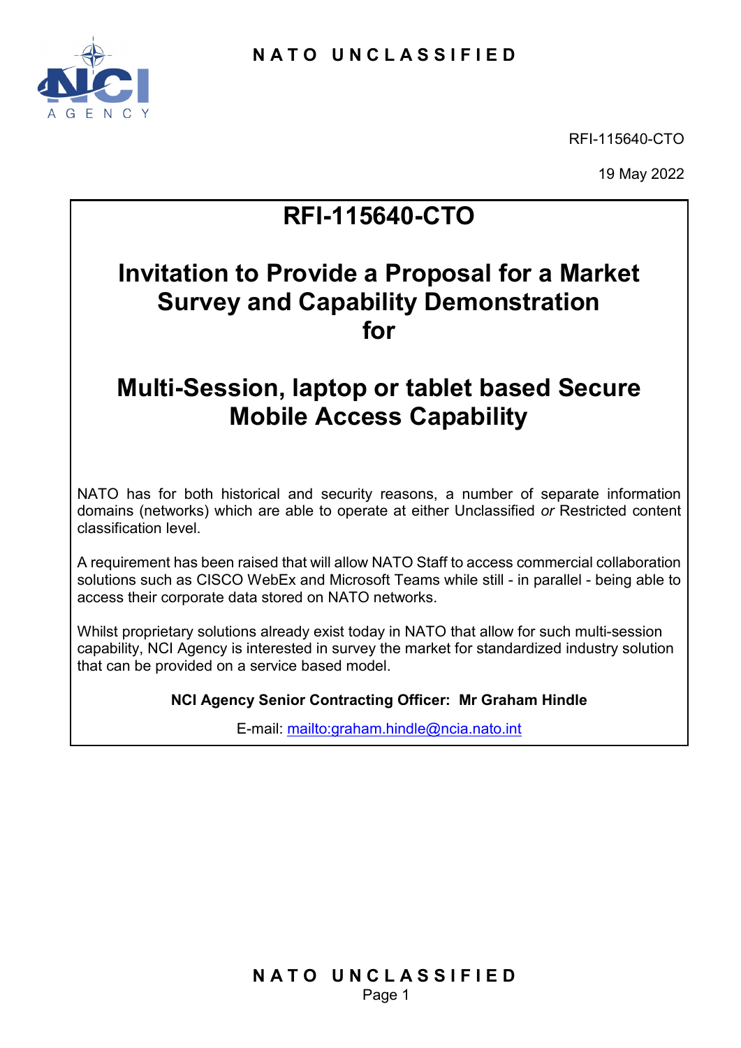RFI-115640-CTO

19 May 2022

# RFI-115640-CTO

## Invitation to Provide a Proposal for a Market Survey and Capability Demonstration for

## Multi-Session, laptop or tablet based Secure Mobile Access Capability

NATO has for both historical and security reasons, a number of separate information domains (networks) which are able to operate at either Unclassified *or* Restricted content classification level.

A requirement has been raised that will allow NATO Staff to access commercial collaboration solutions such as CISCO WebEx and Microsoft Teams while still - in parallel - being able to access their corporate data stored on NATO networks.

Whilst proprietary solutions already exist today in NATO that allow for such multi-session capability, NCI Agency is interested in survey the market for standardized industry solution that can be provided on a service based model.

**NCI Agency Senior Contracting Officer: Mr Graham Hindle**

E-mail: mailto:graham.hindle@ncia.nato.int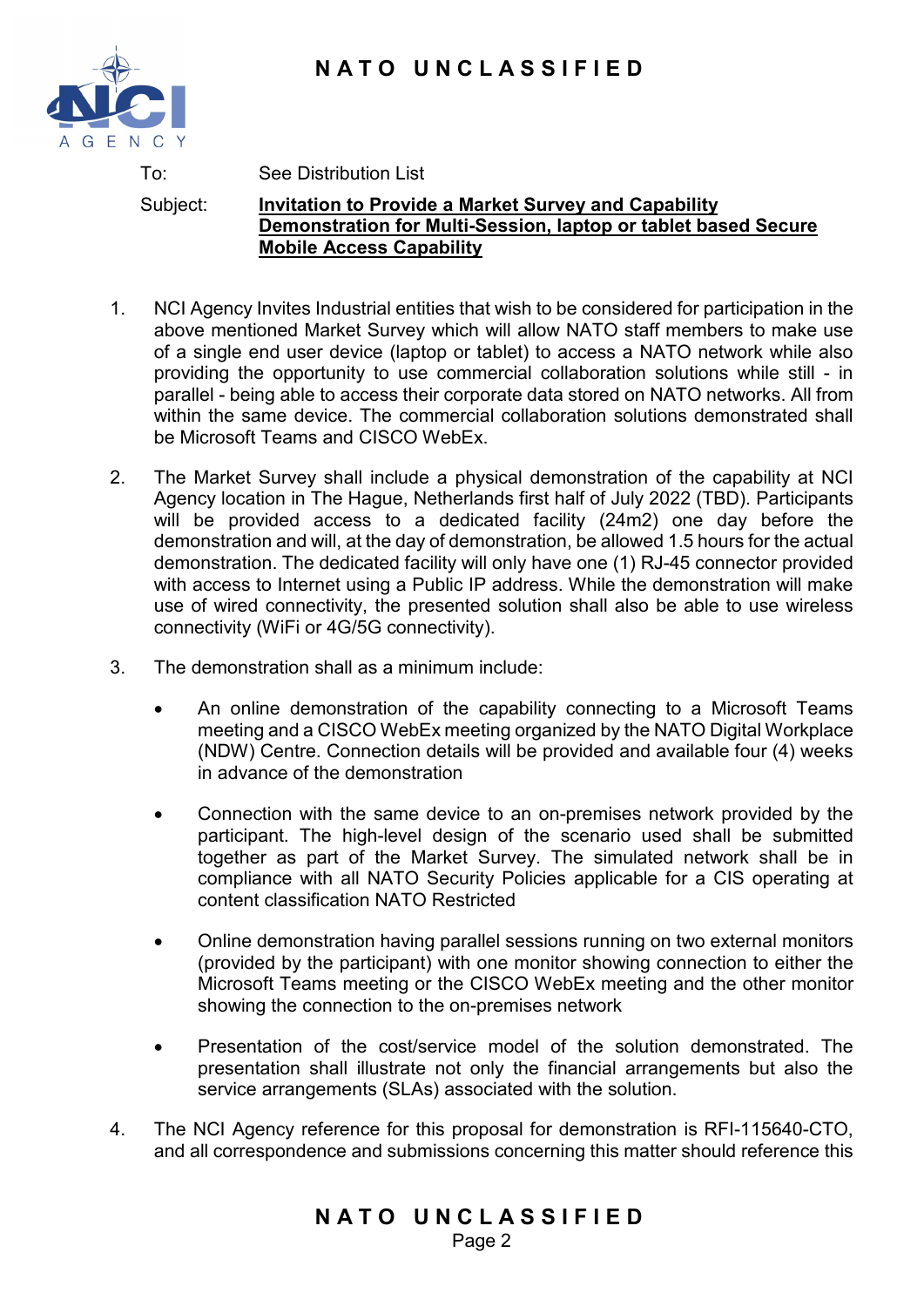To: See Distribution List

Subject: **Invitation to Provide a Market Survey and Capability Demonstration for Multi-Session, laptop or tablet based Secure Mobile Access Capability**

1. NCI Agency Invites Industrial entities that wish to be considered for participation in the above mentioned Market Survey which will allow NATO staff members to make use of a single end user device (laptop or tablet) to access a NATO network while also providing the opportunity to use commercial collaboration solutions while still - in parallel - being able to access their corporate data stored on NATO networks. All from within the same device. The commercial collaboration solutions demonstrated shall be Microsoft Teams and CISCO WebEx.

2. The Market Survey shall include a physical demonstration of the capability at NCI Agency location in The Hague, Netherlands first half of July 2022 (TBD). Participants will be provided access to a dedicated facility (24m2) one day before the demonstration and will, at the day of demonstration, be allowed 1.5 hours for the actual demonstration. The dedicated facility will only have one (1) RJ-45 connector provided with access to Internet using a Public IP address. While the demonstration will make use of wired connectivity, the presented solution shall also be able to use wireless connectivity (WiFi or 4G/5G connectivity).

3. The demonstration shall as a minimum include:

   - An online demonstration of the capability connecting to a Microsoft Teams meeting and a CISCO WebEx meeting organized by the NATO Digital Workplace (NDW) Centre. Connection details will be provided and available four (4) weeks in advance of the demonstration

   - Connection with the same device to an on-premises network provided by the participant. The high-level design of the scenario used shall be submitted together as part of the Market Survey. The simulated network shall be in compliance with all NATO Security Policies applicable for a CIS operating at content classification NATO Restricted

   - Online demonstration having parallel sessions running on two external monitors (provided by the participant) with one monitor showing connection to either the Microsoft Teams meeting or the CISCO WebEx meeting and the other monitor showing the connection to the on-premises network

   - Presentation of the cost/service model of the solution demonstrated. The presentation shall illustrate not only the financial arrangements but also the service arrangements (SLAs) associated with the solution.

4. The NCI Agency reference for this proposal for demonstration is RFI-115640-CTO, and all correspondence and submissions concerning this matter should reference this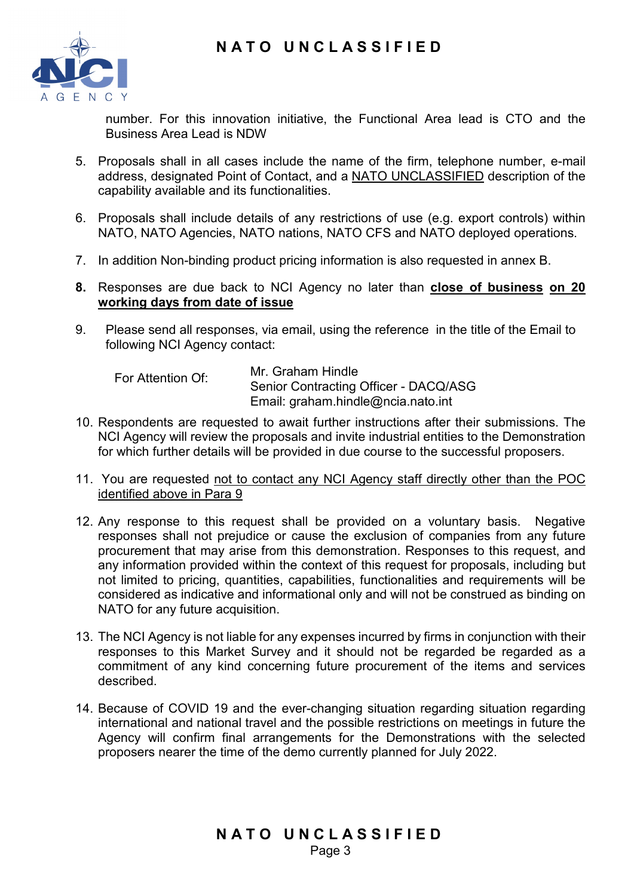number. For this innovation initiative, the Functional Area lead is CTO and the Business Area Lead is NDW

5. Proposals shall in all cases include the name of the firm, telephone number, e-mail address, designated Point of Contact, and a NATO UNCLASSIFIED description of the capability available and its functionalities.

6. Proposals shall include details of any restrictions of use (e.g. export controls) within NATO, NATO Agencies, NATO nations, NATO CFS and NATO deployed operations.

7. In addition Non-binding product pricing information is also requested in annex B.

8. Responses are due back to NCI Agency no later than **close of business on 20 working days from date of issue**

9. Please send all responses, via email, using the reference in the title of the Email to following NCI Agency contact:

   For Attention Of: Mr. Graham Hindle
   Senior Contracting Officer - DACQ/ASG
   Email: graham.hindle@ncia.nato.int

10. Respondents are requested to await further instructions after their submissions. The NCI Agency will review the proposals and invite industrial entities to the Demonstration for which further details will be provided in due course to the successful proposers.

11. You are requested not to contact any NCI Agency staff directly other than the POC identified above in Para 9

12. Any response to this request shall be provided on a voluntary basis. Negative responses shall not prejudice or cause the exclusion of companies from any future procurement that may arise from this demonstration. Responses to this request, and any information provided within the context of this request for proposals, including but not limited to pricing, quantities, capabilities, functionalities and requirements will be considered as indicative and informational only and will not be construed as binding on NATO for any future acquisition.

13. The NCI Agency is not liable for any expenses incurred by firms in conjunction with their responses to this Market Survey and it should not be regarded be regarded as a commitment of any kind concerning future procurement of the items and services described.

14. Because of COVID 19 and the ever-changing situation regarding situation regarding international and national travel and the possible restrictions on meetings in future the Agency will confirm final arrangements for the Demonstrations with the selected proposers nearer the time of the demo currently planned for July 2022.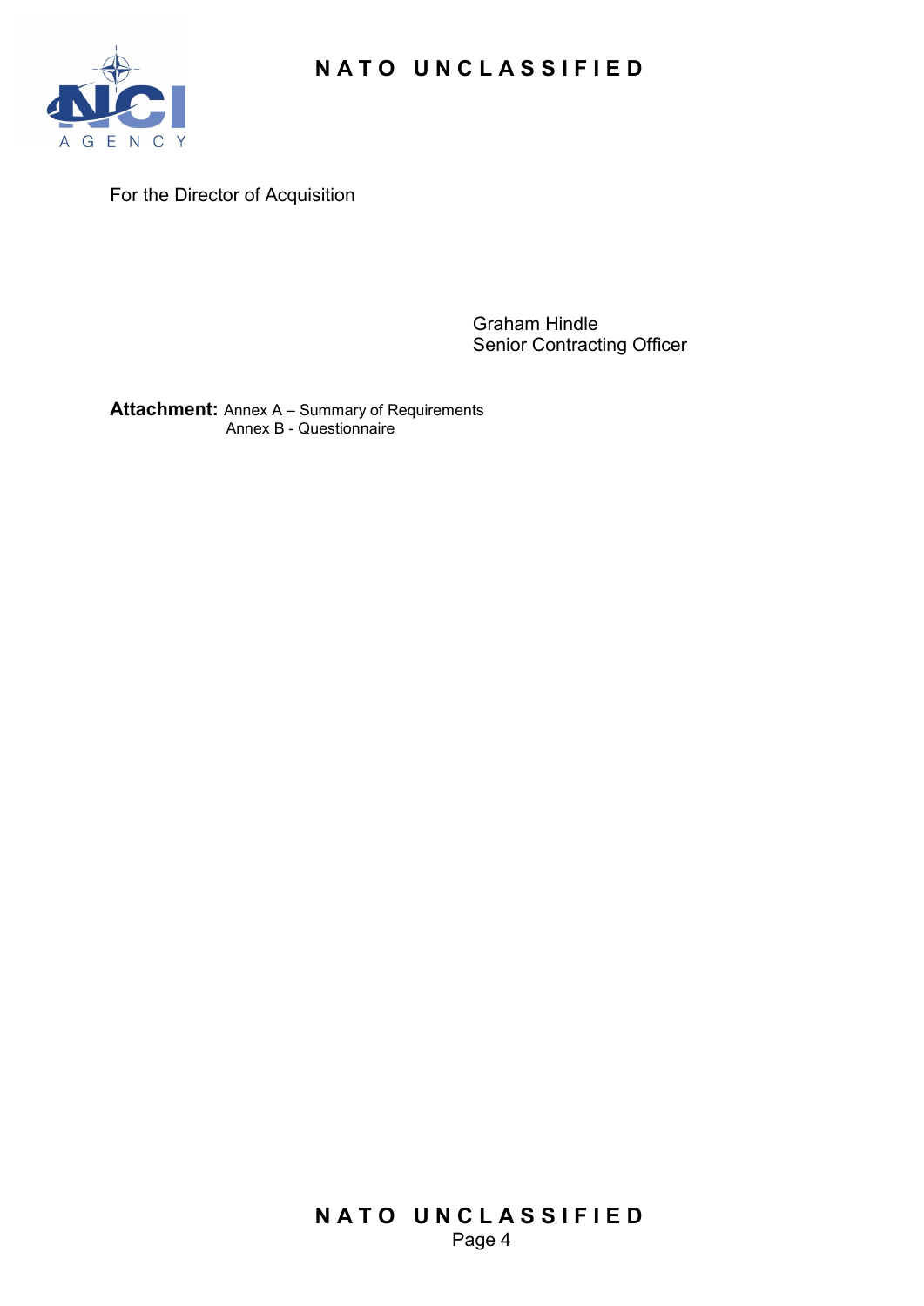For the Director of Acquisition

Graham Hindle
Senior Contracting Officer

**Attachment:** Annex A – Summary of Requirements
Annex B - Questionnaire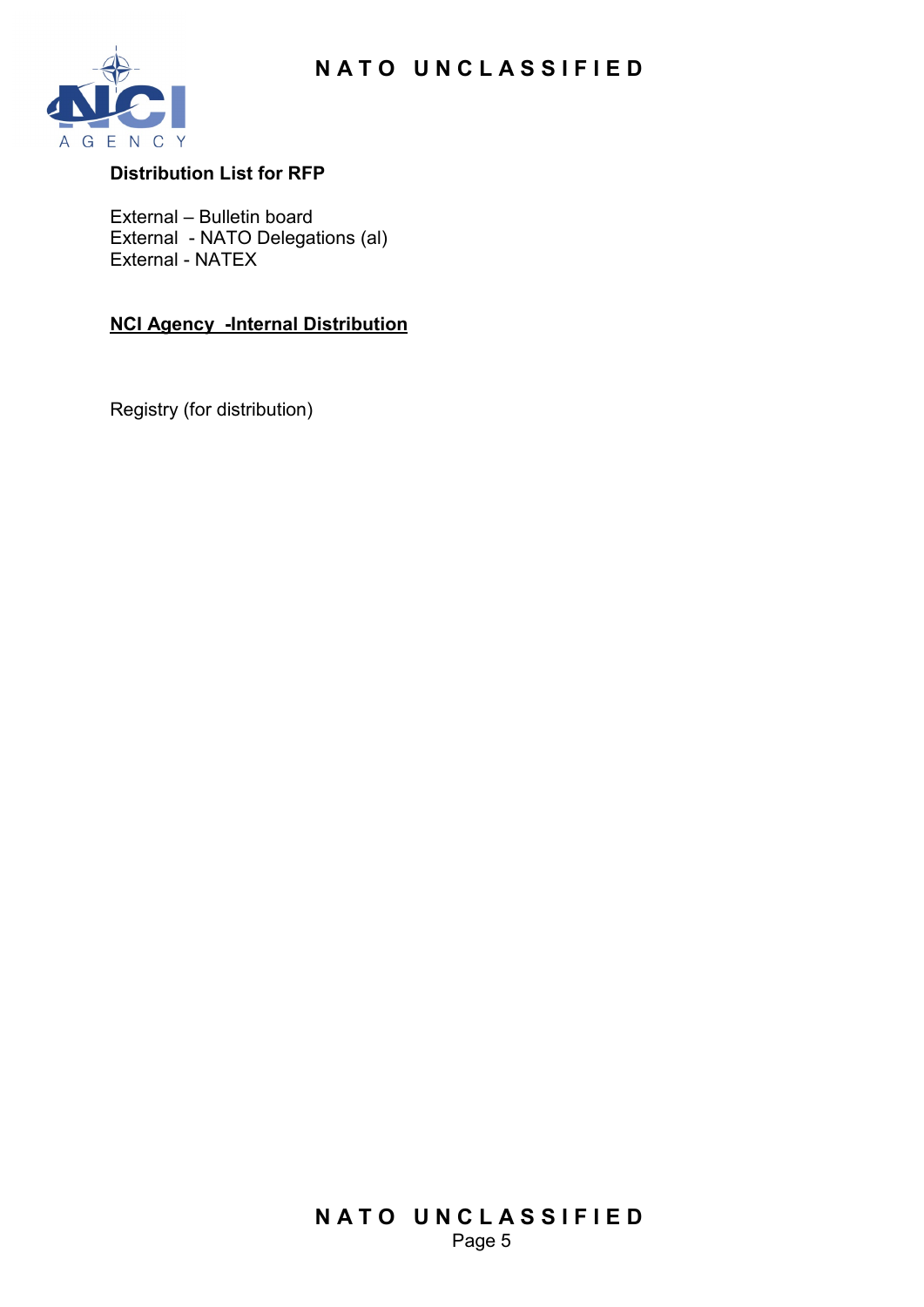**Distribution List for RFP**

External – Bulletin board
External - NATO Delegations (al)
External - NATEX

**NCI Agency -Internal Distribution**

Registry (for distribution)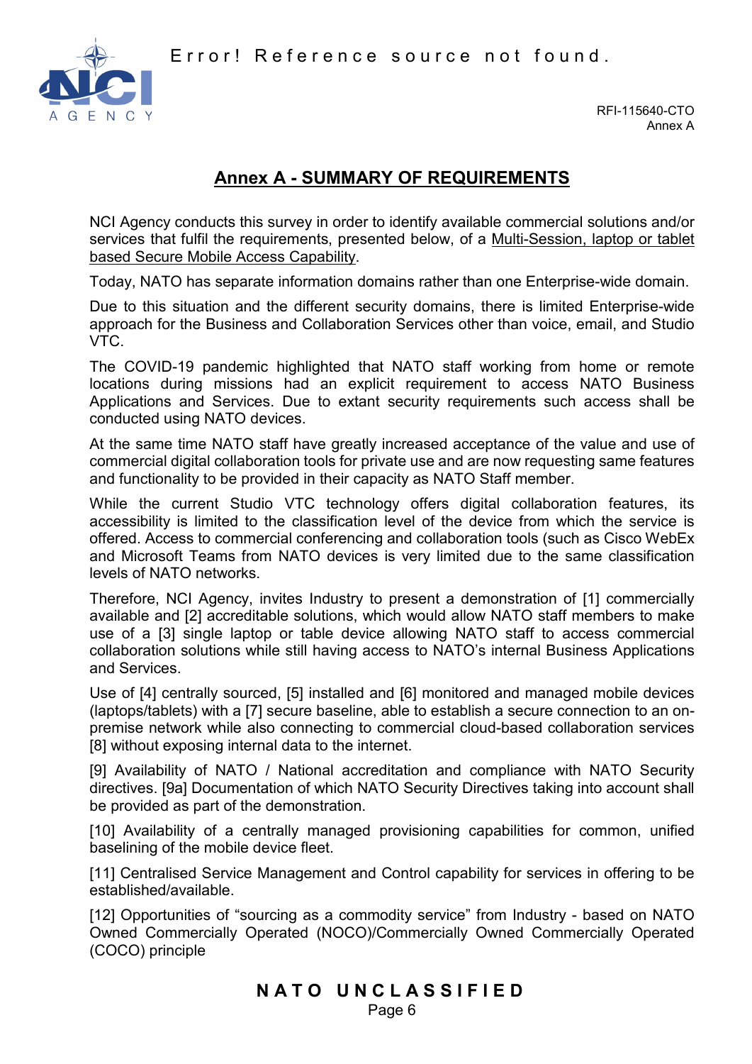## Annex A - SUMMARY OF REQUIREMENTS

NCI Agency conducts this survey in order to identify available commercial solutions and/or services that fulfil the requirements, presented below, of a Multi-Session, laptop or tablet based Secure Mobile Access Capability.

Today, NATO has separate information domains rather than one Enterprise-wide domain.

Due to this situation and the different security domains, there is limited Enterprise-wide approach for the Business and Collaboration Services other than voice, email, and Studio VTC.

The COVID-19 pandemic highlighted that NATO staff working from home or remote locations during missions had an explicit requirement to access NATO Business Applications and Services. Due to extant security requirements such access shall be conducted using NATO devices.

At the same time NATO staff have greatly increased acceptance of the value and use of commercial digital collaboration tools for private use and are now requesting same features and functionality to be provided in their capacity as NATO Staff member.

While the current Studio VTC technology offers digital collaboration features, its accessibility is limited to the classification level of the device from which the service is offered. Access to commercial conferencing and collaboration tools (such as Cisco WebEx and Microsoft Teams from NATO devices is very limited due to the same classification levels of NATO networks.

Therefore, NCI Agency, invites Industry to present a demonstration of [1] commercially available and [2] accreditable solutions, which would allow NATO staff members to make use of a [3] single laptop or table device allowing NATO staff to access commercial collaboration solutions while still having access to NATO's internal Business Applications and Services.

Use of [4] centrally sourced, [5] installed and [6] monitored and managed mobile devices (laptops/tablets) with a [7] secure baseline, able to establish a secure connection to an on-premise network while also connecting to commercial cloud-based collaboration services [8] without exposing internal data to the internet.

[9] Availability of NATO / National accreditation and compliance with NATO Security directives. [9a] Documentation of which NATO Security Directives taking into account shall be provided as part of the demonstration.

[10] Availability of a centrally managed provisioning capabilities for common, unified baselining of the mobile device fleet.

[11] Centralised Service Management and Control capability for services in offering to be established/available.

[12] Opportunities of "sourcing as a commodity service" from Industry - based on NATO Owned Commercially Operated (NOCO)/Commercially Owned Commercially Operated (COCO) principle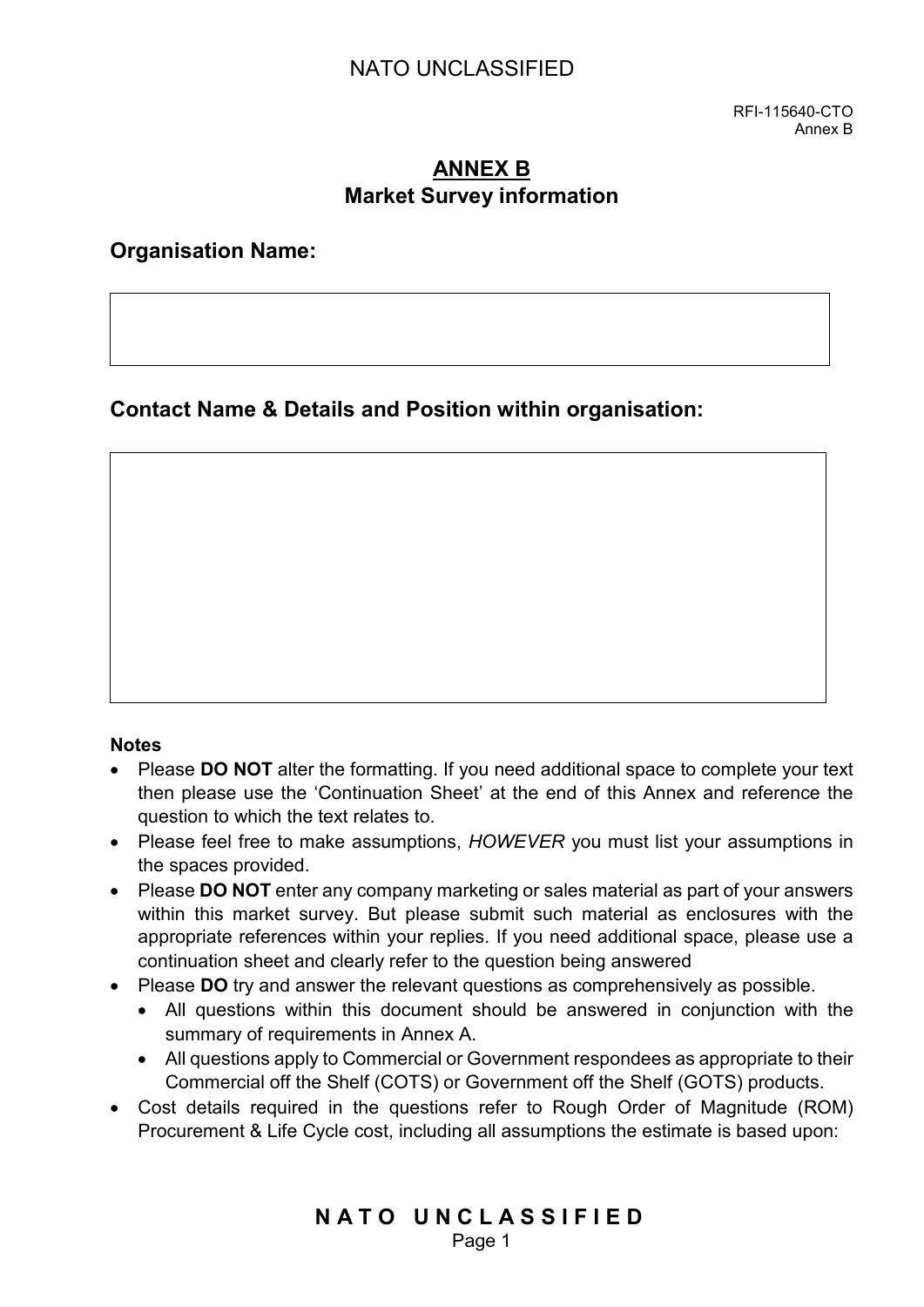RFI-115640-CTO
Annex B

# ANNEX B
## Market Survey information

## Organisation Name:

| |
|---|
| |

## Contact Name & Details and Position within organisation:

| |
|---|
| |

**Notes**

- Please **DO NOT** alter the formatting. If you need additional space to complete your text then please use the 'Continuation Sheet' at the end of this Annex and reference the question to which the text relates to.
- Please feel free to make assumptions, *HOWEVER* you must list your assumptions in the spaces provided.
- Please **DO NOT** enter any company marketing or sales material as part of your answers within this market survey. But please submit such material as enclosures with the appropriate references within your replies. If you need additional space, please use a continuation sheet and clearly refer to the question being answered
- Please **DO** try and answer the relevant questions as comprehensively as possible.
  - All questions within this document should be answered in conjunction with the summary of requirements in Annex A.
  - All questions apply to Commercial or Government respondees as appropriate to their Commercial off the Shelf (COTS) or Government off the Shelf (GOTS) products.
- Cost details required in the questions refer to Rough Order of Magnitude (ROM) Procurement & Life Cycle cost, including all assumptions the estimate is based upon: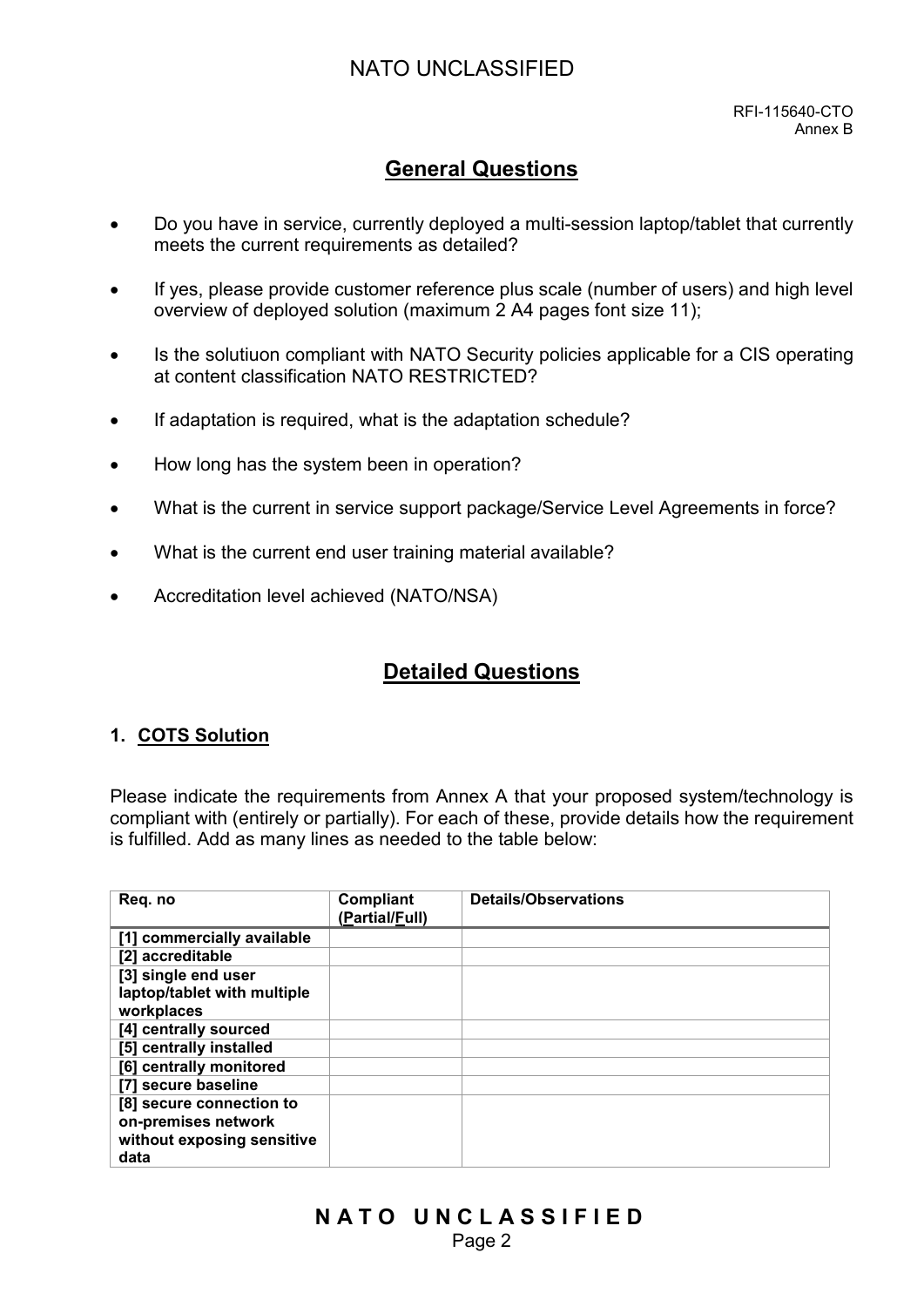RFI-115640-CTO
Annex B

## General Questions

- Do you have in service, currently deployed a multi-session laptop/tablet that currently meets the current requirements as detailed?
- If yes, please provide customer reference plus scale (number of users) and high level overview of deployed solution (maximum 2 A4 pages font size 11);
- Is the solutiuon compliant with NATO Security policies applicable for a CIS operating at content classification NATO RESTRICTED?
- If adaptation is required, what is the adaptation schedule?
- How long has the system been in operation?
- What is the current in service support package/Service Level Agreements in force?
- What is the current end user training material available?
- Accreditation level achieved (NATO/NSA)

## Detailed Questions

### 1. COTS Solution

Please indicate the requirements from Annex A that your proposed system/technology is compliant with (entirely or partially). For each of these, provide details how the requirement is fulfilled. Add as many lines as needed to the table below:

| Req. no | Compliant (Partial/Full) | Details/Observations |
|---|---|---|
| **[1] commercially available** | | |
| **[2] accreditable** | | |
| **[3] single end user laptop/tablet with multiple workplaces** | | |
| **[4] centrally sourced** | | |
| **[5] centrally installed** | | |
| **[6] centrally monitored** | | |
| **[7] secure baseline** | | |
| **[8] secure connection to on-premises network without exposing sensitive data** | | |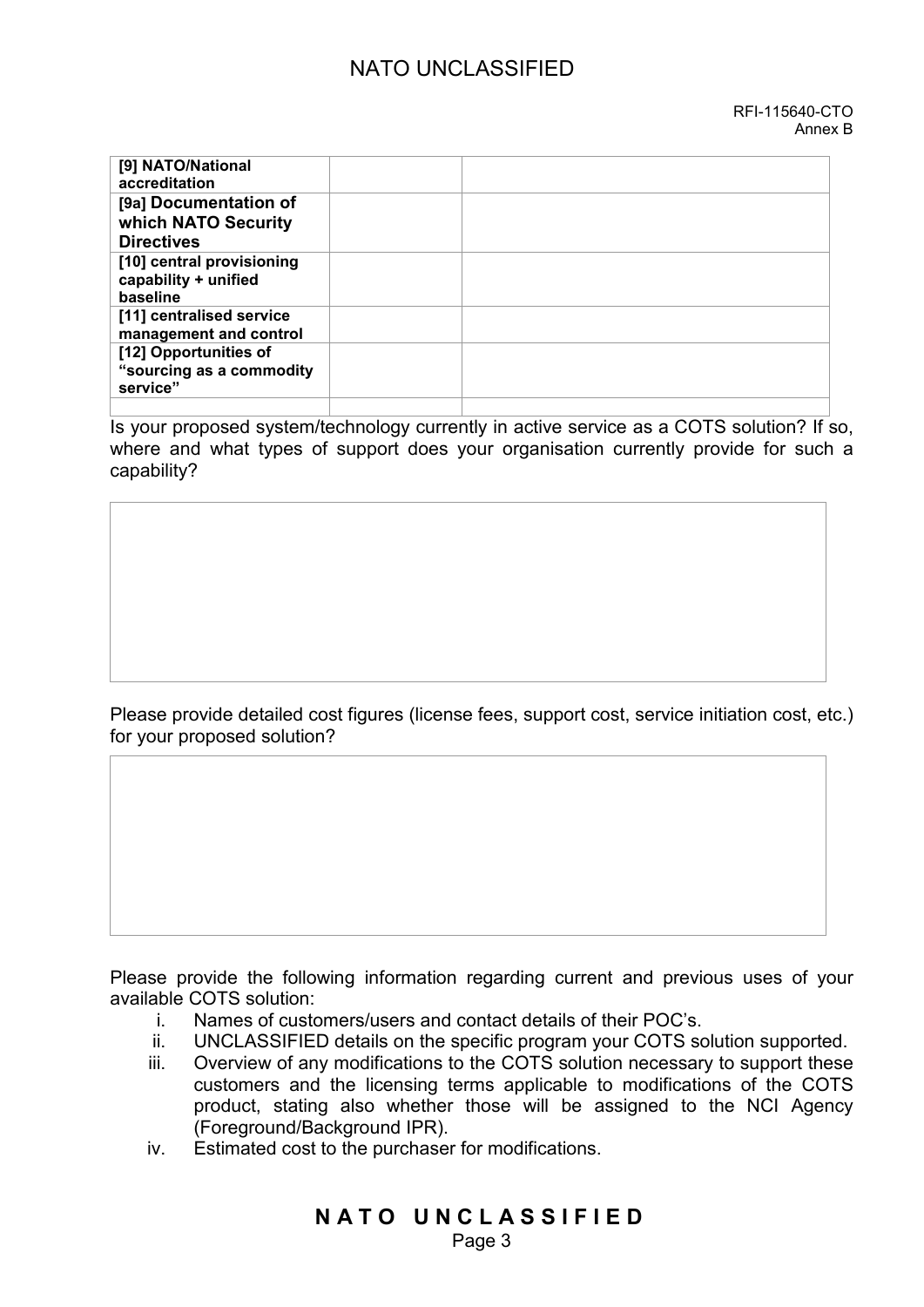| | | |
|---|---|---|
| **[9] NATO/National accreditation** | | |
| **[9a] Documentation of which NATO Security Directives** | | |
| **[10] central provisioning capability + unified baseline** | | |
| **[11] centralised service management and control** | | |
| **[12] Opportunities of "sourcing as a commodity service"** | | |
| | | |

Is your proposed system/technology currently in active service as a COTS solution? If so, where and what types of support does your organisation currently provide for such a capability?

| |
|---|
| |

Please provide detailed cost figures (license fees, support cost, service initiation cost, etc.) for your proposed solution?

| |
|---|
| |

Please provide the following information regarding current and previous uses of your available COTS solution:

i. Names of customers/users and contact details of their POC's.
ii. UNCLASSIFIED details on the specific program your COTS solution supported.
iii. Overview of any modifications to the COTS solution necessary to support these customers and the licensing terms applicable to modifications of the COTS product, stating also whether those will be assigned to the NCI Agency (Foreground/Background IPR).
iv. Estimated cost to the purchaser for modifications.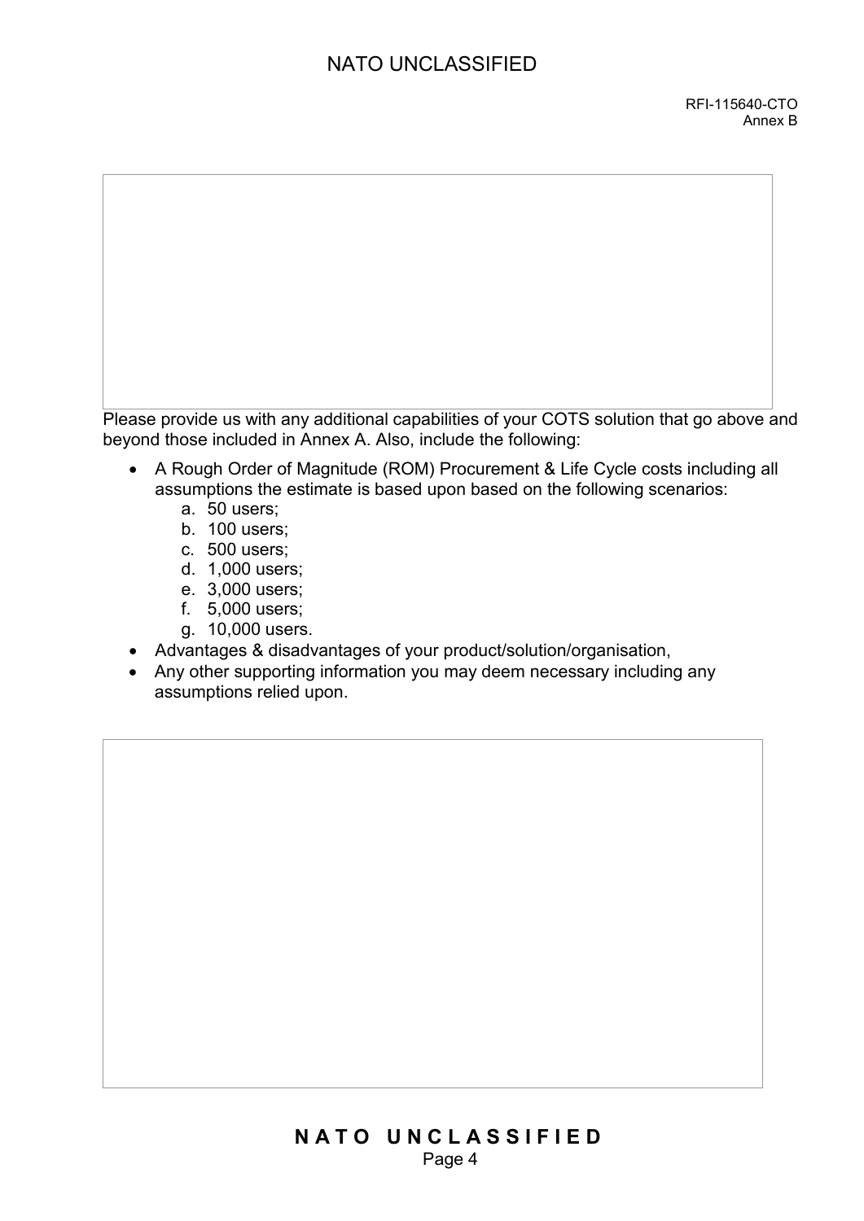Please provide us with any additional capabilities of your COTS solution that go above and beyond those included in Annex A. Also, include the following:

- A Rough Order of Magnitude (ROM) Procurement & Life Cycle costs including all assumptions the estimate is based upon based on the following scenarios:
  a. 50 users;
  b. 100 users;
  c. 500 users;
  d. 1,000 users;
  e. 3,000 users;
  f. 5,000 users;
  g. 10,000 users.
- Advantages & disadvantages of your product/solution/organisation,
- Any other supporting information you may deem necessary including any assumptions relied upon.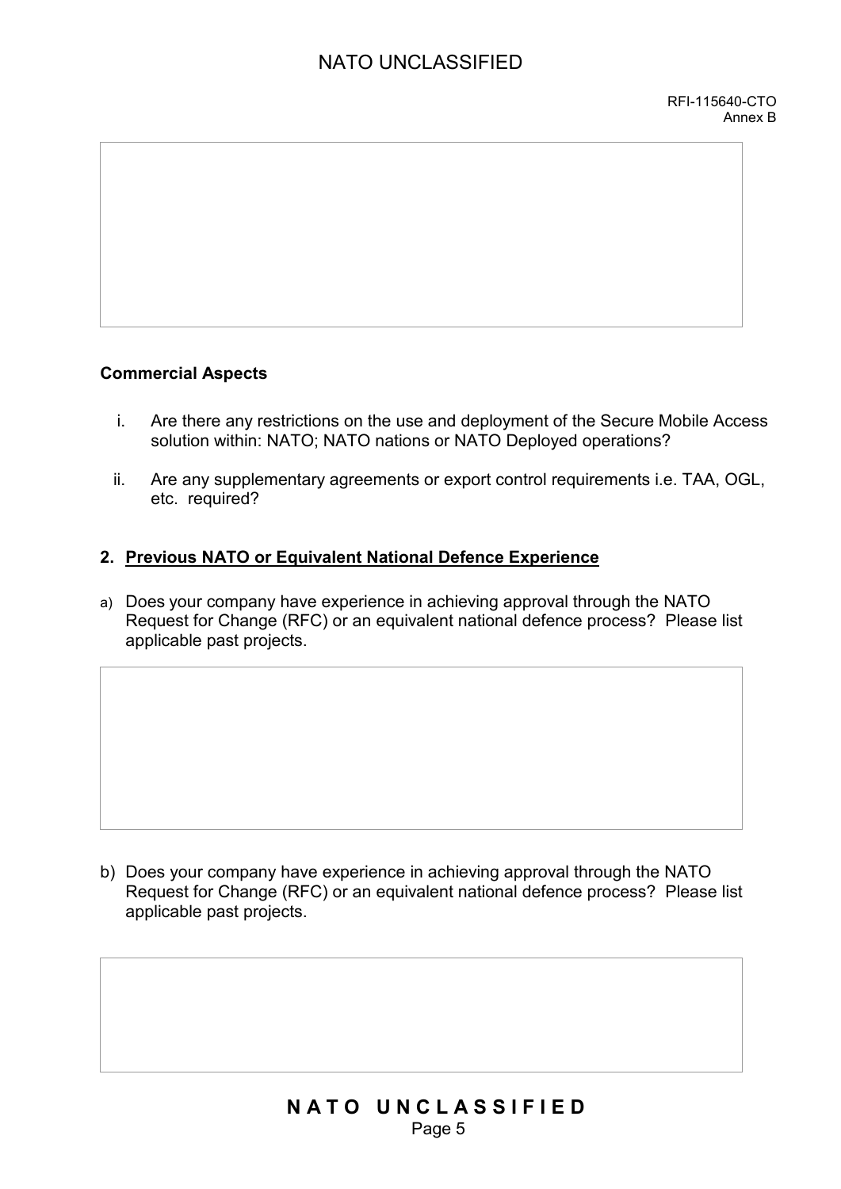**Commercial Aspects**

i. Are there any restrictions on the use and deployment of the Secure Mobile Access solution within: NATO; NATO nations or NATO Deployed operations?

ii. Are any supplementary agreements or export control requirements i.e. TAA, OGL, etc. required?

## 2. Previous NATO or Equivalent National Defence Experience

a) Does your company have experience in achieving approval through the NATO Request for Change (RFC) or an equivalent national defence process? Please list applicable past projects.

b) Does your company have experience in achieving approval through the NATO Request for Change (RFC) or an equivalent national defence process? Please list applicable past projects.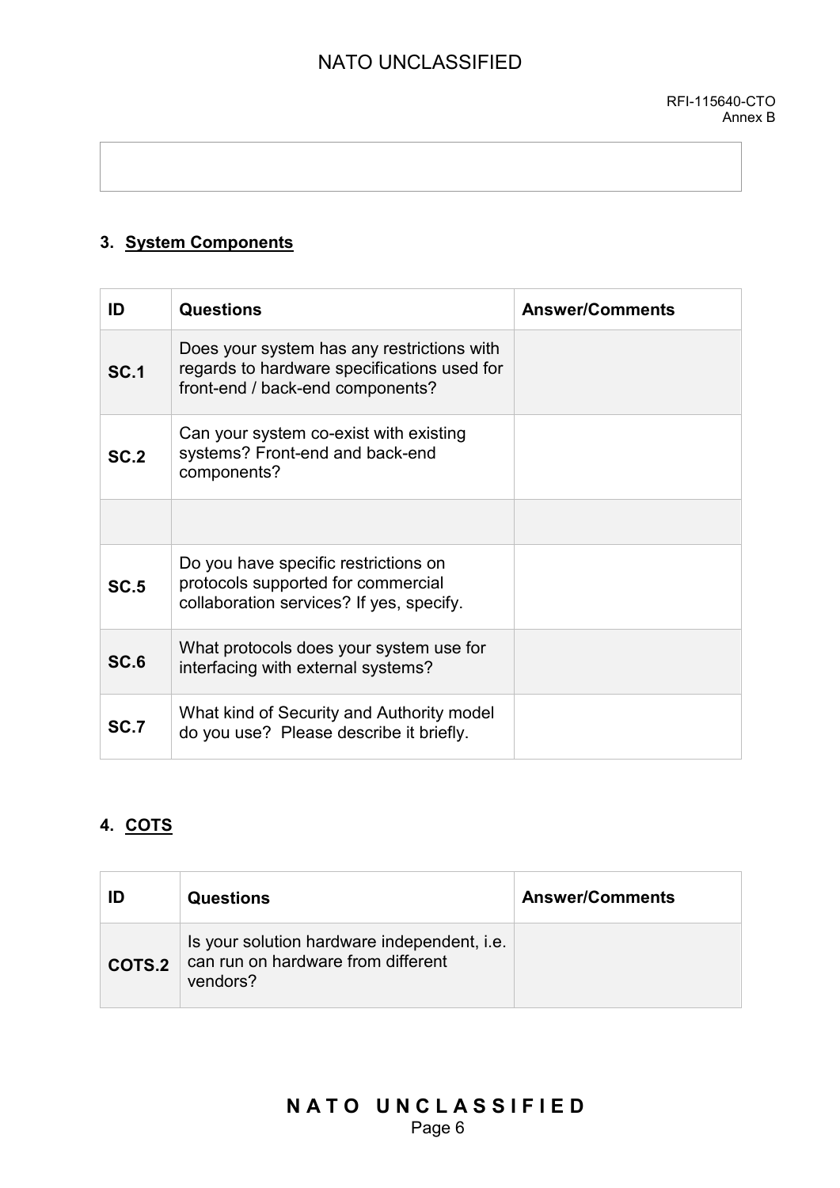## 3. System Components

| ID | Questions | Answer/Comments |
|---|---|---|
| **SC.1** | Does your system has any restrictions with regards to hardware specifications used for front-end / back-end components? | |
| **SC.2** | Can your system co-exist with existing systems? Front-end and back-end components? | |
| | | |
| **SC.5** | Do you have specific restrictions on protocols supported for commercial collaboration services? If yes, specify. | |
| **SC.6** | What protocols does your system use for interfacing with external systems? | |
| **SC.7** | What kind of Security and Authority model do you use? Please describe it briefly. | |

## 4. COTS

| ID | Questions | Answer/Comments |
|---|---|---|
| **COTS.2** | Is your solution hardware independent, i.e. can run on hardware from different vendors? | |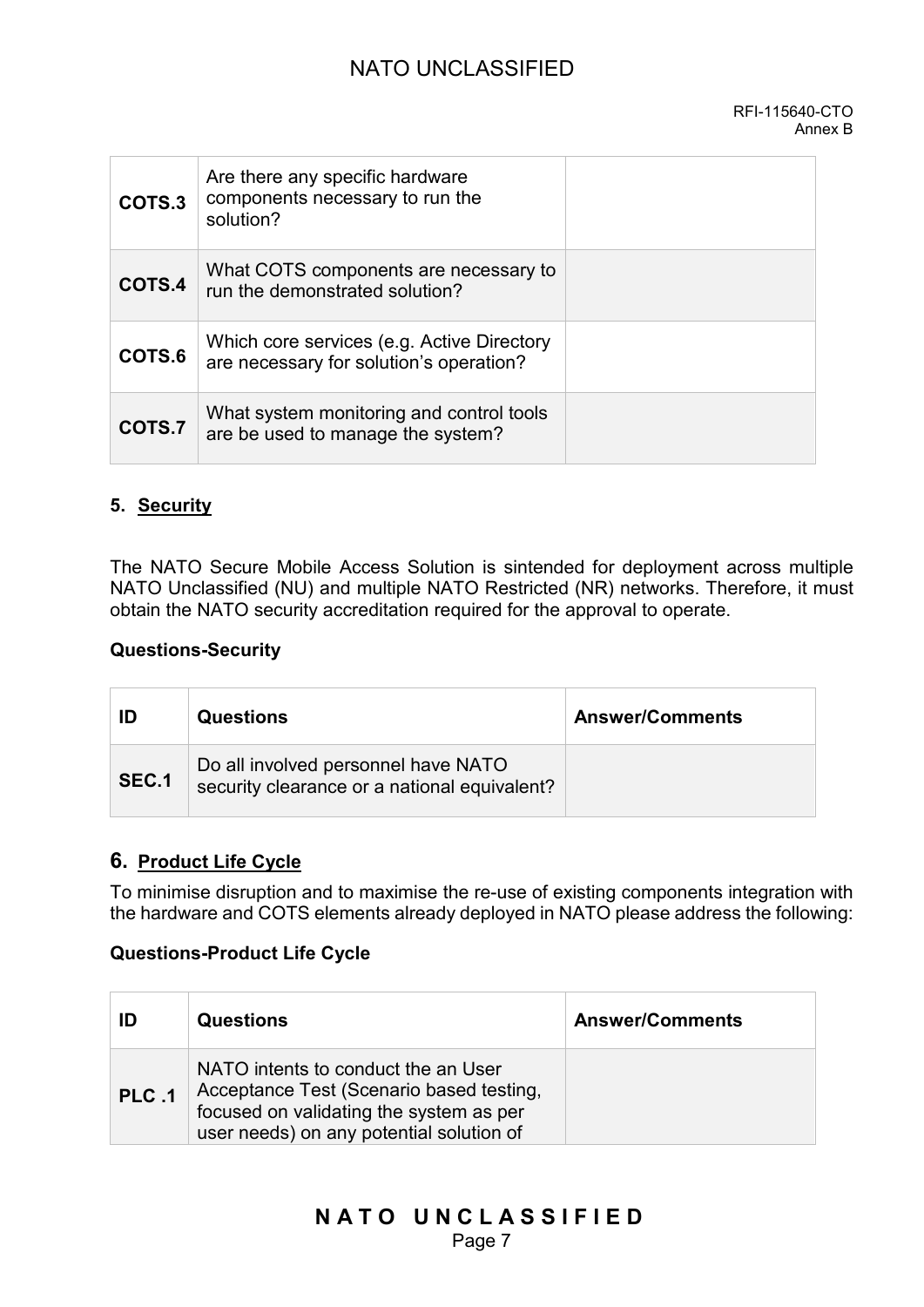| | | |
|---|---|---|
| **COTS.3** | Are there any specific hardware components necessary to run the solution? | |
| **COTS.4** | What COTS components are necessary to run the demonstrated solution? | |
| **COTS.6** | Which core services (e.g. Active Directory are necessary for solution's operation? | |
| **COTS.7** | What system monitoring and control tools are be used to manage the system? | |

## 5. Security

The NATO Secure Mobile Access Solution is sintended for deployment across multiple NATO Unclassified (NU) and multiple NATO Restricted (NR) networks. Therefore, it must obtain the NATO security accreditation required for the approval to operate.

### Questions-Security

| ID | Questions | Answer/Comments |
|---|---|---|
| **SEC.1** | Do all involved personnel have NATO security clearance or a national equivalent? | |

## 6. Product Life Cycle

To minimise disruption and to maximise the re-use of existing components integration with the hardware and COTS elements already deployed in NATO please address the following:

### Questions-Product Life Cycle

| ID | Questions | Answer/Comments |
|---|---|---|
| **PLC .1** | NATO intents to conduct the an User Acceptance Test (Scenario based testing, focused on validating the system as per user needs) on any potential solution of | |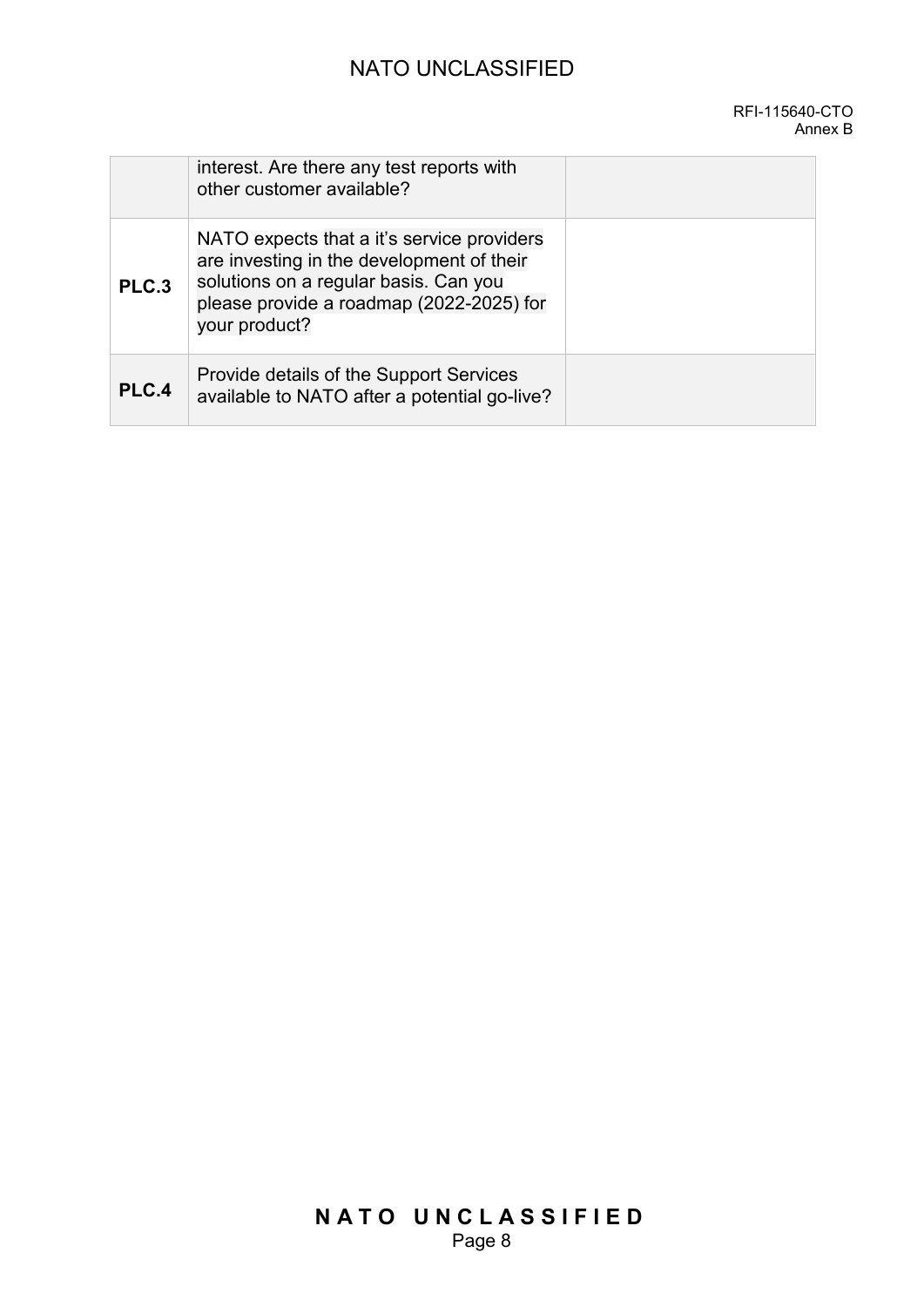| | | |
|---|---|---|
| | interest. Are there any test reports with other customer available? | |
| **PLC.3** | NATO expects that a it's service providers are investing in the development of their solutions on a regular basis. Can you please provide a roadmap (2022-2025) for your product? | |
| **PLC.4** | Provide details of the Support Services available to NATO after a potential go-live? | |